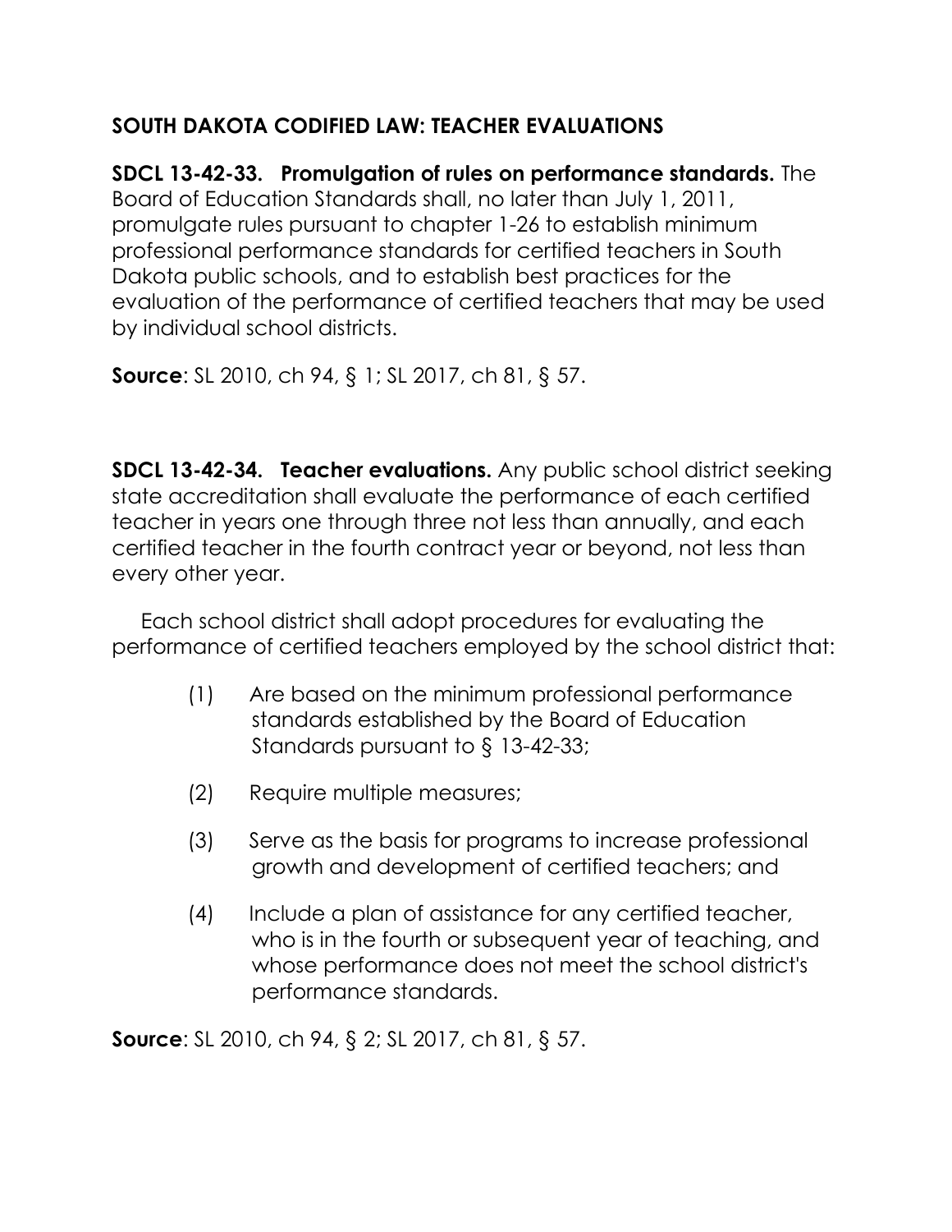## SOUTH DAKOTA CODIFIED LAW: TEACHER EVALUATIONS

**SDCL 13-42-33. Promulgation of rules on performance standards.** The Board of Education Standards shall, no later than July 1, 2011, promulgate rules pursuant to chapter 1-26 to establish minimum professional performance standards for certified teachers in South Dakota public schools, and to establish best practices for the evaluation of the performance of certified teachers that may be used by individual school districts.

**Source**: SL 2010, ch 94, § 1; SL 2017, ch 81, § 57.

**SDCL 13-42-34. Teacher evaluations.** Any public school district seeking state accreditation shall evaluate the performance of each certified teacher in years one through three not less than annually, and each certified teacher in the fourth contract year or beyond, not less than every other year.

Each school district shall adopt procedures for evaluating the performance of certified teachers employed by the school district that:

(1) Are based on the minimum professional performance standards established by the Board of Education Standards pursuant to § 13-42-33;

(2) Require multiple measures;

(3) Serve as the basis for programs to increase professional growth and development of certified teachers; and

(4) Include a plan of assistance for any certified teacher, who is in the fourth or subsequent year of teaching, and whose performance does not meet the school district's performance standards.

**Source**: SL 2010, ch 94, § 2; SL 2017, ch 81, § 57.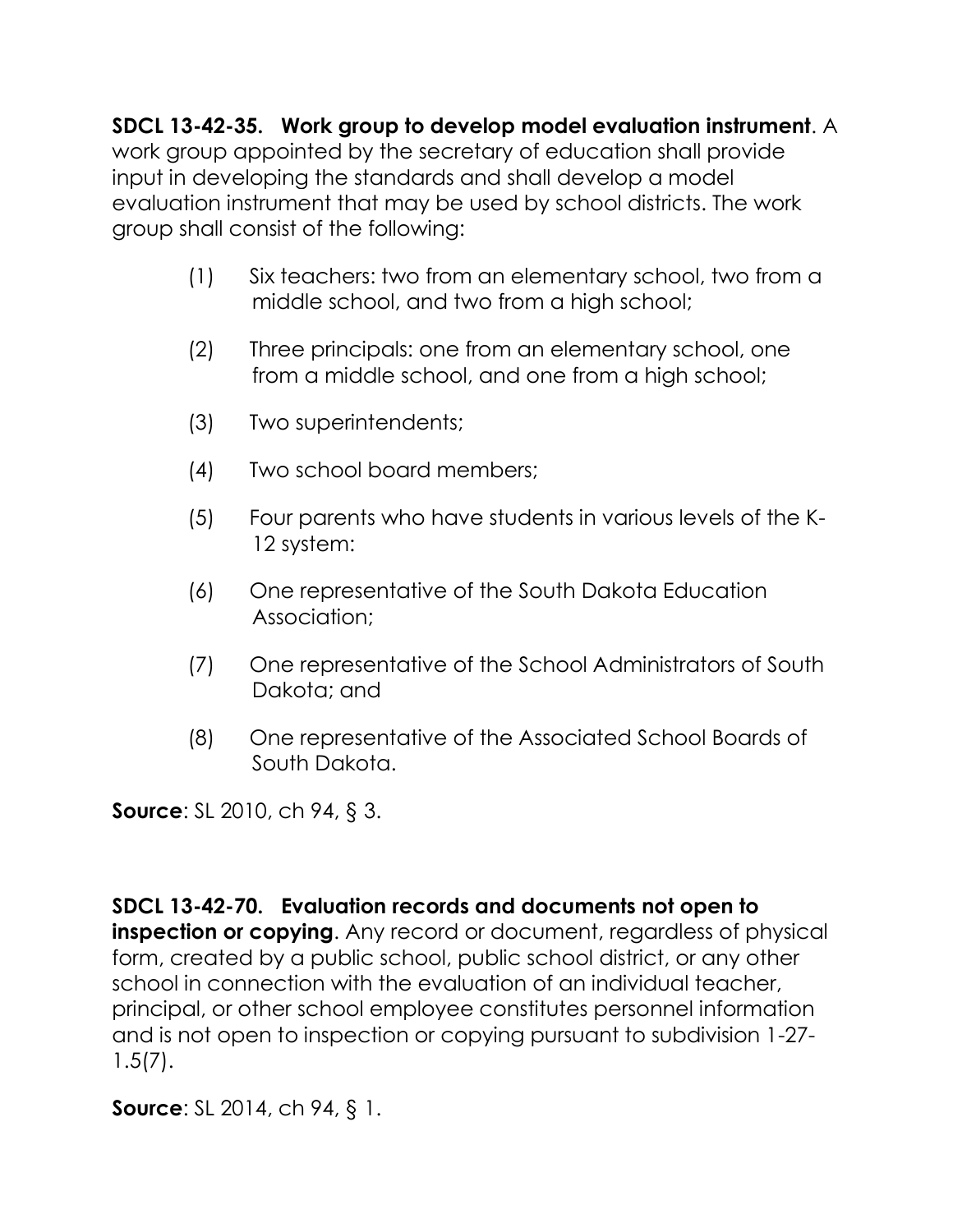**SDCL 13-42-35. Work group to develop model evaluation instrument**. A work group appointed by the secretary of education shall provide input in developing the standards and shall develop a model evaluation instrument that may be used by school districts. The work group shall consist of the following:

(1) Six teachers: two from an elementary school, two from a middle school, and two from a high school;

(2) Three principals: one from an elementary school, one from a middle school, and one from a high school;

(3) Two superintendents;

(4) Two school board members;

(5) Four parents who have students in various levels of the K-12 system:

(6) One representative of the South Dakota Education Association;

(7) One representative of the School Administrators of South Dakota; and

(8) One representative of the Associated School Boards of South Dakota.

**Source**: SL 2010, ch 94, § 3.

**SDCL 13-42-70. Evaluation records and documents not open to inspection or copying**. Any record or document, regardless of physical form, created by a public school, public school district, or any other school in connection with the evaluation of an individual teacher, principal, or other school employee constitutes personnel information and is not open to inspection or copying pursuant to subdivision 1-27-1.5(7).

**Source**: SL 2014, ch 94, § 1.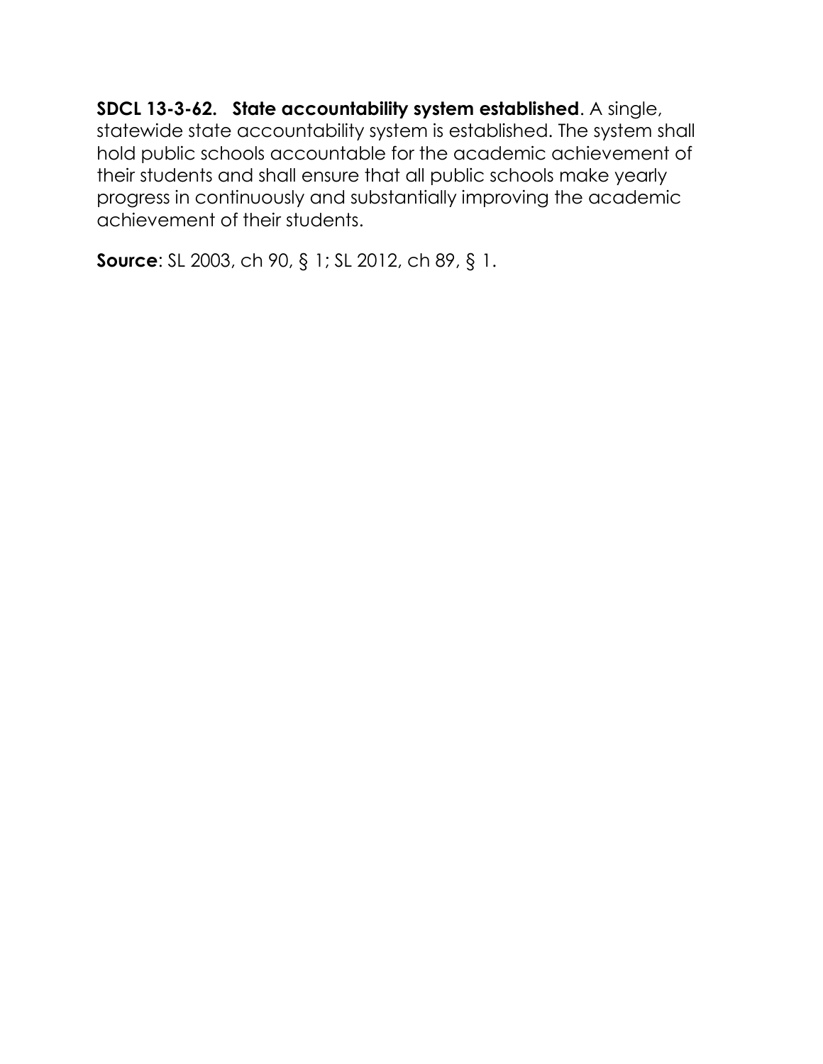**SDCL 13-3-62. State accountability system established**. A single, statewide state accountability system is established. The system shall hold public schools accountable for the academic achievement of their students and shall ensure that all public schools make yearly progress in continuously and substantially improving the academic achievement of their students.

**Source**: SL 2003, ch 90, § 1; SL 2012, ch 89, § 1.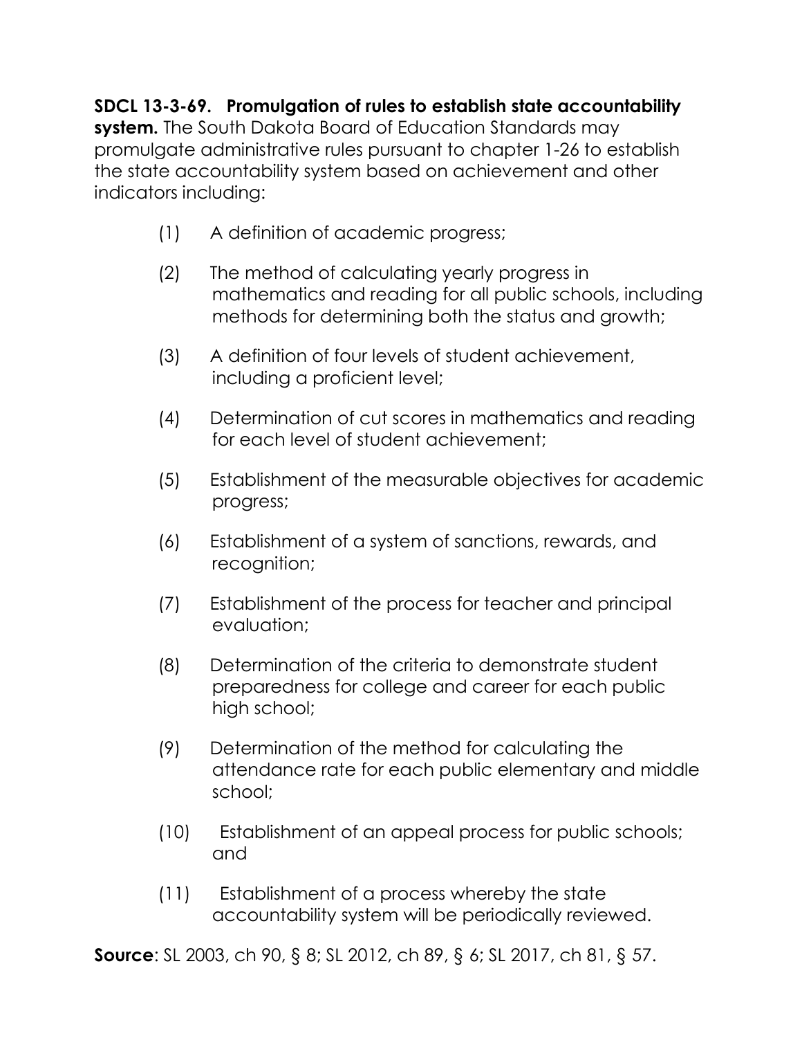**SDCL 13-3-69. Promulgation of rules to establish state accountability system.** The South Dakota Board of Education Standards may promulgate administrative rules pursuant to chapter 1-26 to establish the state accountability system based on achievement and other indicators including:

(1) A definition of academic progress;

(2) The method of calculating yearly progress in mathematics and reading for all public schools, including methods for determining both the status and growth;

(3) A definition of four levels of student achievement, including a proficient level;

(4) Determination of cut scores in mathematics and reading for each level of student achievement;

(5) Establishment of the measurable objectives for academic progress;

(6) Establishment of a system of sanctions, rewards, and recognition;

(7) Establishment of the process for teacher and principal evaluation;

(8) Determination of the criteria to demonstrate student preparedness for college and career for each public high school;

(9) Determination of the method for calculating the attendance rate for each public elementary and middle school;

(10) Establishment of an appeal process for public schools; and

(11) Establishment of a process whereby the state accountability system will be periodically reviewed.

**Source**: SL 2003, ch 90, § 8; SL 2012, ch 89, § 6; SL 2017, ch 81, § 57.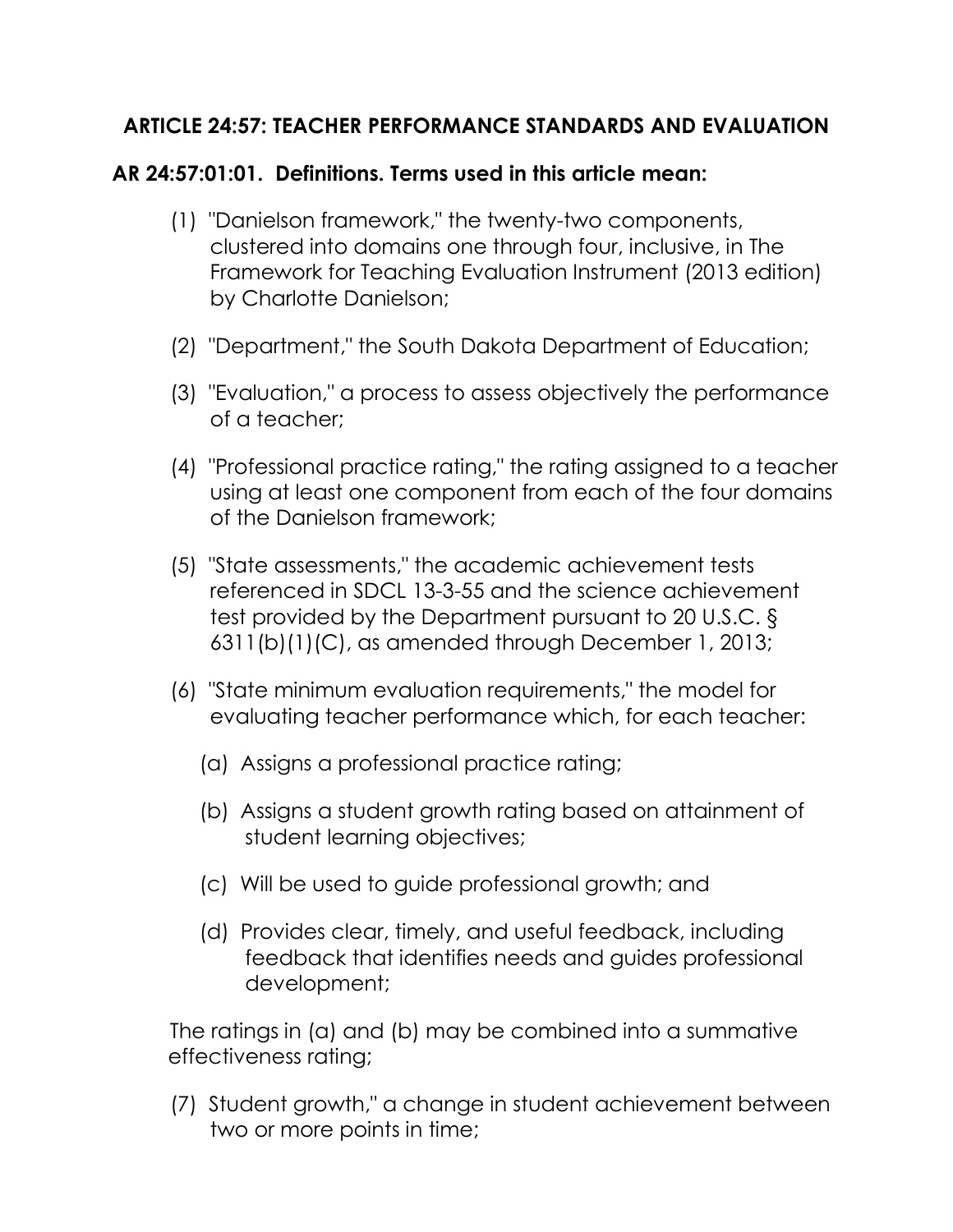## ARTICLE 24:57: TEACHER PERFORMANCE STANDARDS AND EVALUATION

### AR 24:57:01:01. Definitions. Terms used in this article mean:

(1) "Danielson framework," the twenty-two components, clustered into domains one through four, inclusive, in The Framework for Teaching Evaluation Instrument (2013 edition) by Charlotte Danielson;

(2) "Department," the South Dakota Department of Education;

(3) "Evaluation," a process to assess objectively the performance of a teacher;

(4) "Professional practice rating," the rating assigned to a teacher using at least one component from each of the four domains of the Danielson framework;

(5) "State assessments," the academic achievement tests referenced in SDCL 13-3-55 and the science achievement test provided by the Department pursuant to 20 U.S.C. § 6311(b)(1)(C), as amended through December 1, 2013;

(6) "State minimum evaluation requirements," the model for evaluating teacher performance which, for each teacher:

   (a) Assigns a professional practice rating;

   (b) Assigns a student growth rating based on attainment of student learning objectives;

   (c) Will be used to guide professional growth; and

   (d) Provides clear, timely, and useful feedback, including feedback that identifies needs and guides professional development;

The ratings in (a) and (b) may be combined into a summative effectiveness rating;

(7) Student growth," a change in student achievement between two or more points in time;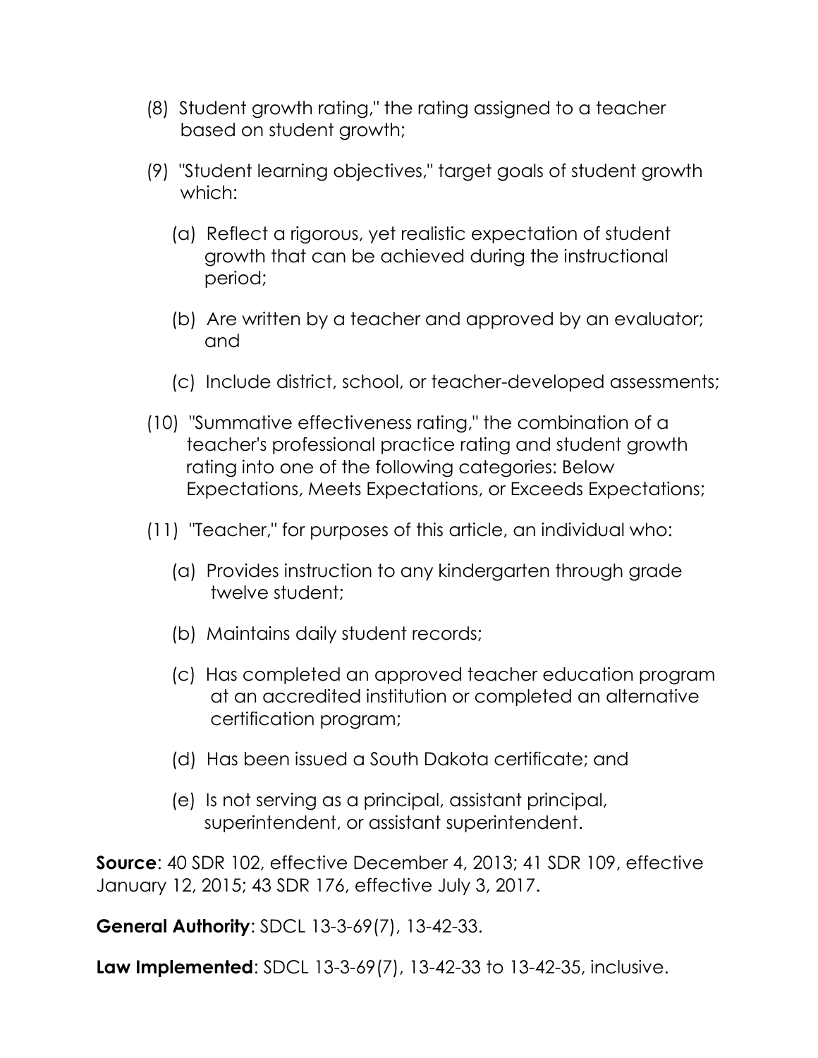(8) Student growth rating," the rating assigned to a teacher based on student growth;

(9) "Student learning objectives," target goals of student growth which:

(a) Reflect a rigorous, yet realistic expectation of student growth that can be achieved during the instructional period;

(b) Are written by a teacher and approved by an evaluator; and

(c) Include district, school, or teacher-developed assessments;

(10) "Summative effectiveness rating," the combination of a teacher's professional practice rating and student growth rating into one of the following categories: Below Expectations, Meets Expectations, or Exceeds Expectations;

(11) "Teacher," for purposes of this article, an individual who:

(a) Provides instruction to any kindergarten through grade twelve student;

(b) Maintains daily student records;

(c) Has completed an approved teacher education program at an accredited institution or completed an alternative certification program;

(d) Has been issued a South Dakota certificate; and

(e) Is not serving as a principal, assistant principal, superintendent, or assistant superintendent.

**Source**: 40 SDR 102, effective December 4, 2013; 41 SDR 109, effective January 12, 2015; 43 SDR 176, effective July 3, 2017.

**General Authority**: SDCL 13-3-69(7), 13-42-33.

**Law Implemented**: SDCL 13-3-69(7), 13-42-33 to 13-42-35, inclusive.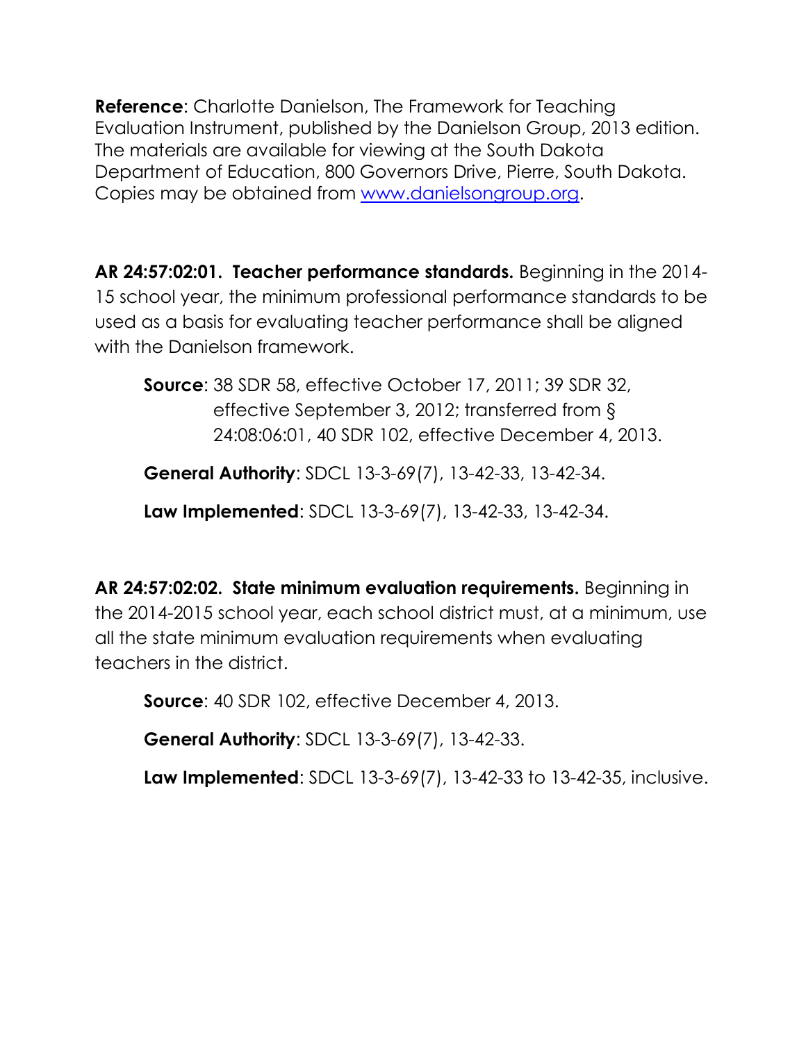**Reference**: Charlotte Danielson, The Framework for Teaching Evaluation Instrument, published by the Danielson Group, 2013 edition. The materials are available for viewing at the South Dakota Department of Education, 800 Governors Drive, Pierre, South Dakota. Copies may be obtained from [www.danielsongroup.org](http://www.danielsongroup.org).

**AR 24:57:02:01. Teacher performance standards.** Beginning in the 2014-15 school year, the minimum professional performance standards to be used as a basis for evaluating teacher performance shall be aligned with the Danielson framework.

> **Source**: 38 SDR 58, effective October 17, 2011; 39 SDR 32, effective September 3, 2012; transferred from § 24:08:06:01, 40 SDR 102, effective December 4, 2013.
>
> **General Authority**: SDCL 13-3-69(7), 13-42-33, 13-42-34.
>
> **Law Implemented**: SDCL 13-3-69(7), 13-42-33, 13-42-34.

**AR 24:57:02:02. State minimum evaluation requirements.** Beginning in the 2014-2015 school year, each school district must, at a minimum, use all the state minimum evaluation requirements when evaluating teachers in the district.

> **Source**: 40 SDR 102, effective December 4, 2013.
>
> **General Authority**: SDCL 13-3-69(7), 13-42-33.
>
> **Law Implemented**: SDCL 13-3-69(7), 13-42-33 to 13-42-35, inclusive.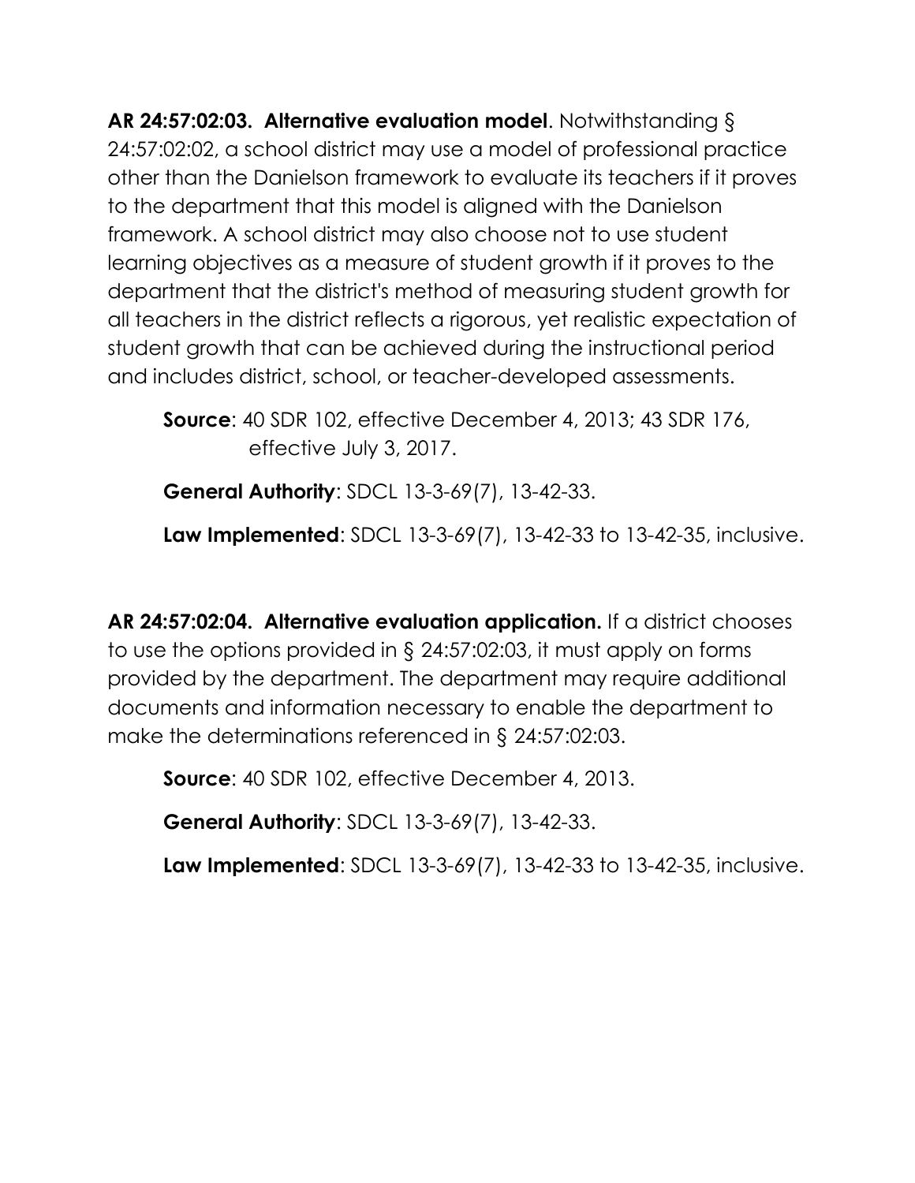**AR 24:57:02:03. Alternative evaluation model**. Notwithstanding § 24:57:02:02, a school district may use a model of professional practice other than the Danielson framework to evaluate its teachers if it proves to the department that this model is aligned with the Danielson framework. A school district may also choose not to use student learning objectives as a measure of student growth if it proves to the department that the district's method of measuring student growth for all teachers in the district reflects a rigorous, yet realistic expectation of student growth that can be achieved during the instructional period and includes district, school, or teacher-developed assessments.

**Source**: 40 SDR 102, effective December 4, 2013; 43 SDR 176, effective July 3, 2017.

**General Authority**: SDCL 13-3-69(7), 13-42-33.

**Law Implemented**: SDCL 13-3-69(7), 13-42-33 to 13-42-35, inclusive.

**AR 24:57:02:04. Alternative evaluation application.** If a district chooses to use the options provided in § 24:57:02:03, it must apply on forms provided by the department. The department may require additional documents and information necessary to enable the department to make the determinations referenced in § 24:57:02:03.

**Source**: 40 SDR 102, effective December 4, 2013.

**General Authority**: SDCL 13-3-69(7), 13-42-33.

**Law Implemented**: SDCL 13-3-69(7), 13-42-33 to 13-42-35, inclusive.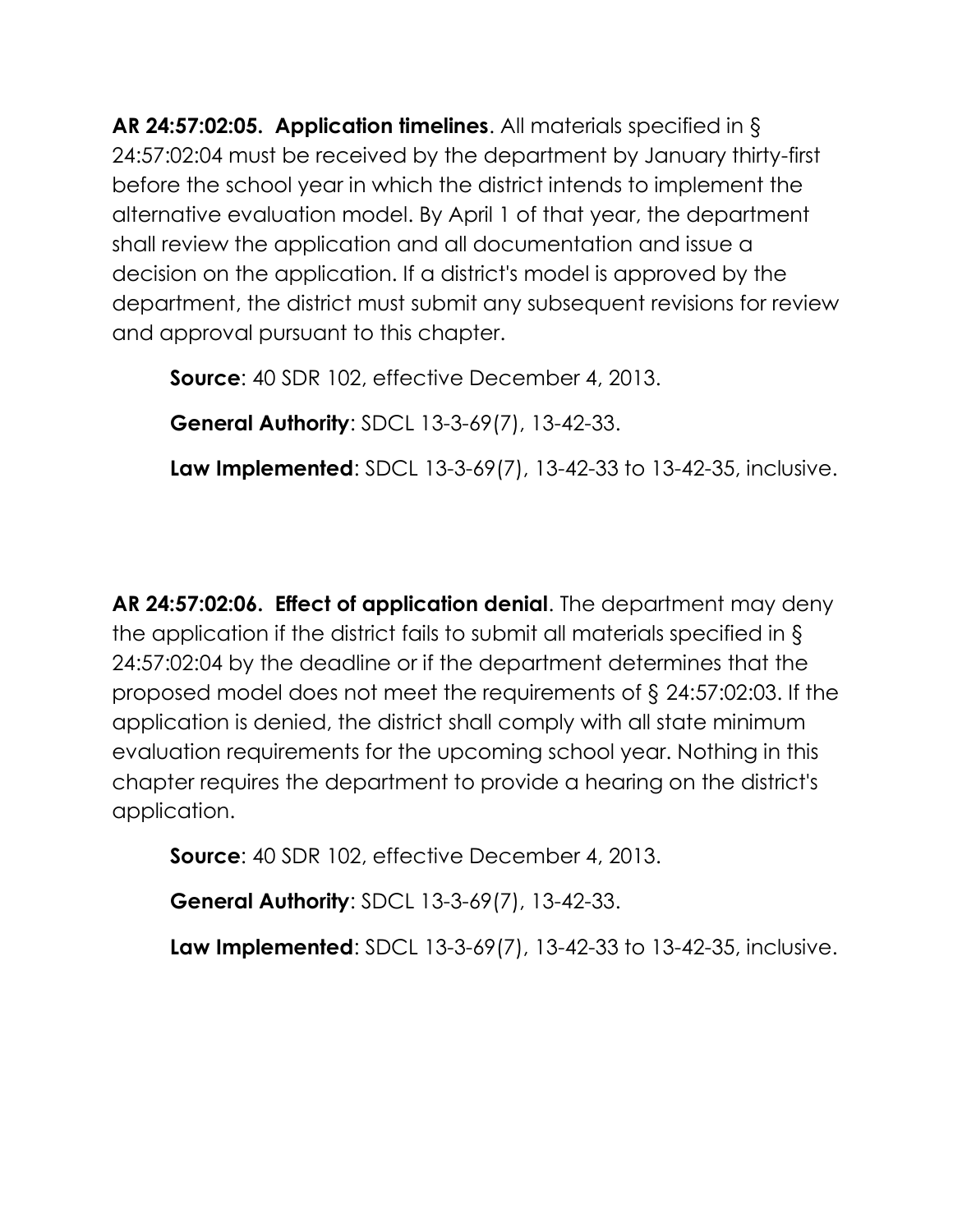**AR 24:57:02:05. Application timelines**. All materials specified in § 24:57:02:04 must be received by the department by January thirty-first before the school year in which the district intends to implement the alternative evaluation model. By April 1 of that year, the department shall review the application and all documentation and issue a decision on the application. If a district's model is approved by the department, the district must submit any subsequent revisions for review and approval pursuant to this chapter.

**Source**: 40 SDR 102, effective December 4, 2013.

**General Authority**: SDCL 13-3-69(7), 13-42-33.

**Law Implemented**: SDCL 13-3-69(7), 13-42-33 to 13-42-35, inclusive.

**AR 24:57:02:06. Effect of application denial**. The department may deny the application if the district fails to submit all materials specified in § 24:57:02:04 by the deadline or if the department determines that the proposed model does not meet the requirements of § 24:57:02:03. If the application is denied, the district shall comply with all state minimum evaluation requirements for the upcoming school year. Nothing in this chapter requires the department to provide a hearing on the district's application.

**Source**: 40 SDR 102, effective December 4, 2013.

**General Authority**: SDCL 13-3-69(7), 13-42-33.

**Law Implemented**: SDCL 13-3-69(7), 13-42-33 to 13-42-35, inclusive.